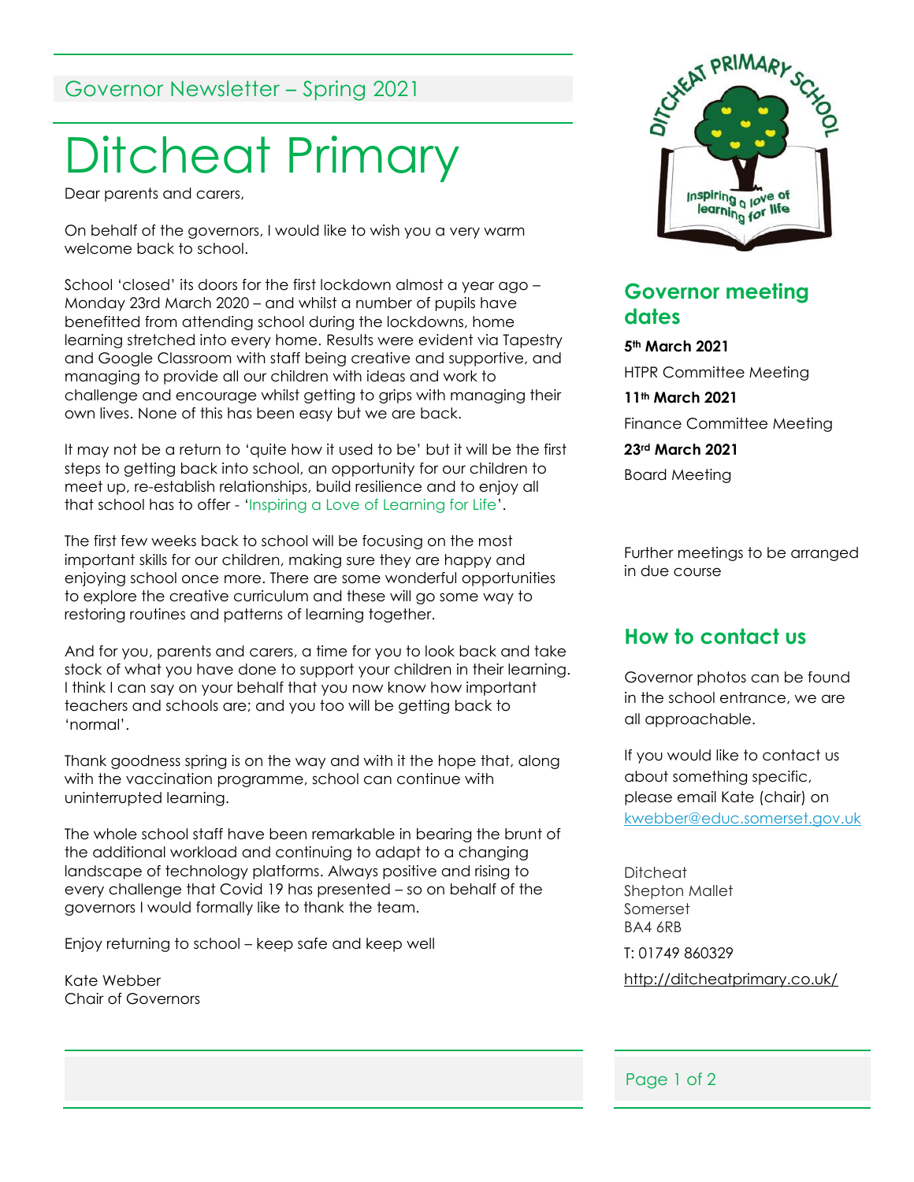Governor Newsletter – Spring 2021

# Ditcheat Primary

Dear parents and carers,

On behalf of the governors, I would like to wish you a very warm welcome back to school.

School 'closed' its doors for the first lockdown almost a year ago – Monday 23rd March 2020 – and whilst a number of pupils have benefitted from attending school during the lockdowns, home learning stretched into every home. Results were evident via Tapestry and Google Classroom with staff being creative and supportive, and managing to provide all our children with ideas and work to challenge and encourage whilst getting to grips with managing their own lives. None of this has been easy but we are back.

It may not be a return to 'quite how it used to be' but it will be the first steps to getting back into school, an opportunity for our children to meet up, re-establish relationships, build resilience and to enjoy all that school has to offer - 'Inspiring a Love of Learning for Life'.

The first few weeks back to school will be focusing on the most important skills for our children, making sure they are happy and enjoying school once more. There are some wonderful opportunities to explore the creative curriculum and these will go some way to restoring routines and patterns of learning together.

And for you, parents and carers, a time for you to look back and take stock of what you have done to support your children in their learning. I think I can say on your behalf that you now know how important teachers and schools are; and you too will be getting back to 'normal'.

Thank goodness spring is on the way and with it the hope that, along with the vaccination programme, school can continue with uninterrupted learning.

The whole school staff have been remarkable in bearing the brunt of the additional workload and continuing to adapt to a changing landscape of technology platforms. Always positive and rising to every challenge that Covid 19 has presented – so on behalf of the governors I would formally like to thank the team.

Enjoy returning to school – keep safe and keep well

Kate Webber
Chair of Governors

## Governor meeting dates

**5th March 2021**
HTPR Committee Meeting

**11th March 2021**
Finance Committee Meeting

**23rd March 2021**
Board Meeting

Further meetings to be arranged in due course

## How to contact us

Governor photos can be found in the school entrance, we are all approachable.

If you would like to contact us about something specific, please email Kate (chair) on kwebber@educ.somerset.gov.uk

Ditcheat
Shepton Mallet
Somerset
BA4 6RB

T: 01749 860329

http://ditcheatprimary.co.uk/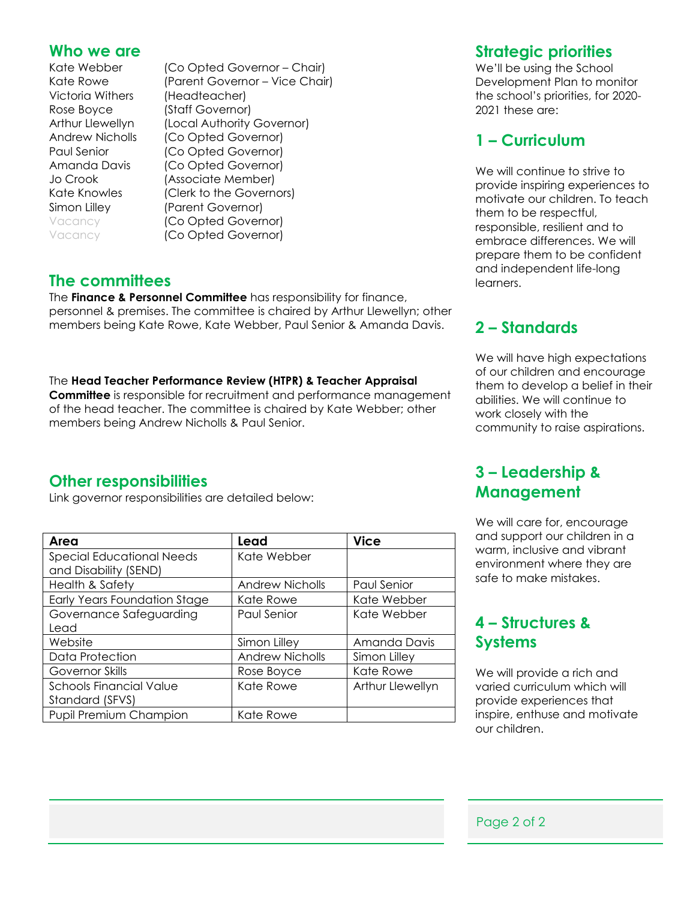## Who we are

| | |
|---|---|
| Kate Webber | (Co Opted Governor – Chair) |
| Kate Rowe | (Parent Governor – Vice Chair) |
| Victoria Withers | (Headteacher) |
| Rose Boyce | (Staff Governor) |
| Arthur Llewellyn | (Local Authority Governor) |
| Andrew Nicholls | (Co Opted Governor) |
| Paul Senior | (Co Opted Governor) |
| Amanda Davis | (Co Opted Governor) |
| Jo Crook | (Associate Member) |
| Kate Knowles | (Clerk to the Governors) |
| Simon Lilley | (Parent Governor) |
| Vacancy | (Co Opted Governor) |
| Vacancy | (Co Opted Governor) |

## The committees

The **Finance & Personnel Committee** has responsibility for finance, personnel & premises. The committee is chaired by Arthur Llewellyn; other members being Kate Rowe, Kate Webber, Paul Senior & Amanda Davis.

The **Head Teacher Performance Review (HTPR) & Teacher Appraisal Committee** is responsible for recruitment and performance management of the head teacher. The committee is chaired by Kate Webber; other members being Andrew Nicholls & Paul Senior.

## Other responsibilities

Link governor responsibilities are detailed below:

| Area | Lead | Vice |
|---|---|---|
| Special Educational Needs and Disability (SEND) | Kate Webber | |
| Health & Safety | Andrew Nicholls | Paul Senior |
| Early Years Foundation Stage | Kate Rowe | Kate Webber |
| Governance Safeguarding Lead | Paul Senior | Kate Webber |
| Website | Simon Lilley | Amanda Davis |
| Data Protection | Andrew Nicholls | Simon Lilley |
| Governor Skills | Rose Boyce | Kate Rowe |
| Schools Financial Value Standard (SFVS) | Kate Rowe | Arthur Llewellyn |
| Pupil Premium Champion | Kate Rowe | |

## Strategic priorities

We'll be using the School Development Plan to monitor the school's priorities, for 2020-2021 these are:

## 1 – Curriculum

We will continue to strive to provide inspiring experiences to motivate our children. To teach them to be respectful, responsible, resilient and to embrace differences. We will prepare them to be confident and independent life-long learners.

## 2 – Standards

We will have high expectations of our children and encourage them to develop a belief in their abilities. We will continue to work closely with the community to raise aspirations.

## 3 – Leadership & Management

We will care for, encourage and support our children in a warm, inclusive and vibrant environment where they are safe to make mistakes.

## 4 – Structures & Systems

We will provide a rich and varied curriculum which will provide experiences that inspire, enthuse and motivate our children.